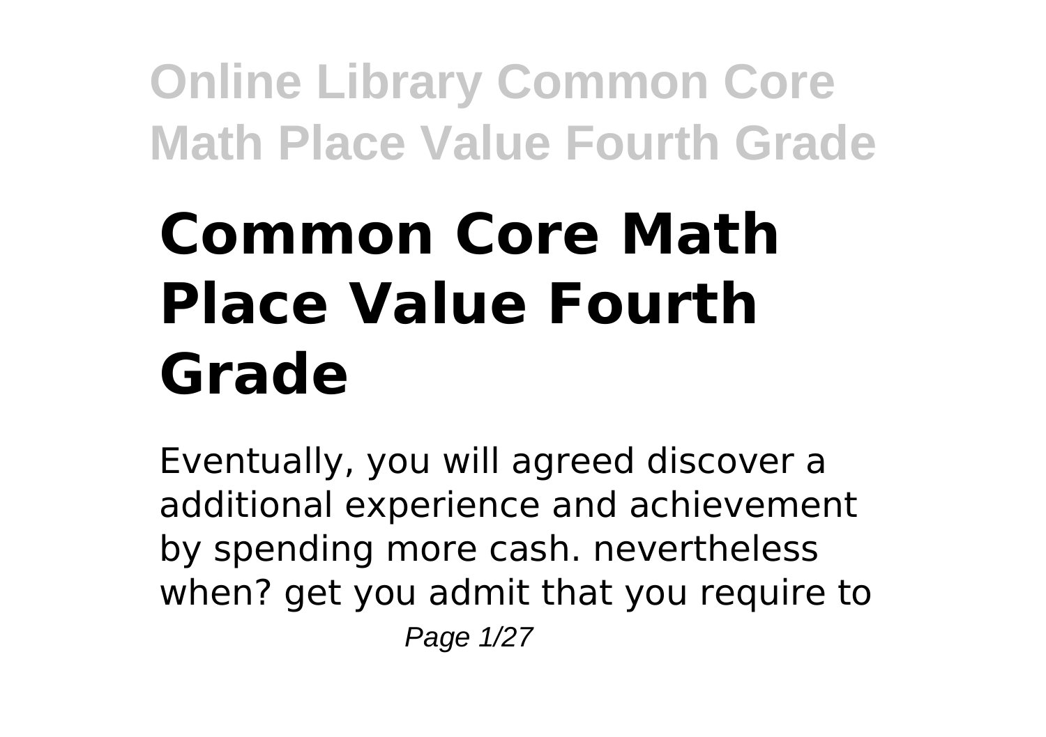# Common Core Math Place Value Fourth Grade

Eventually, you will agreed discover a additional experience and achievement by spending more cash. nevertheless when? get you admit that you require to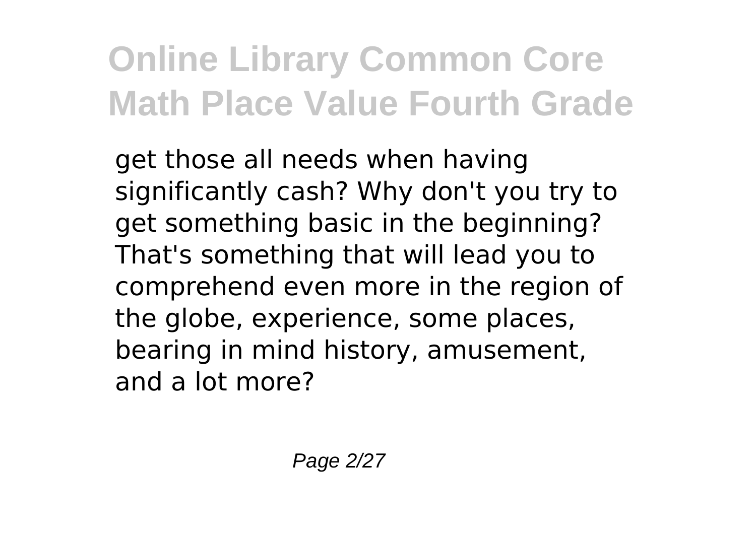get those all needs when having significantly cash? Why don't you try to get something basic in the beginning? That's something that will lead you to comprehend even more in the region of the globe, experience, some places, bearing in mind history, amusement, and a lot more?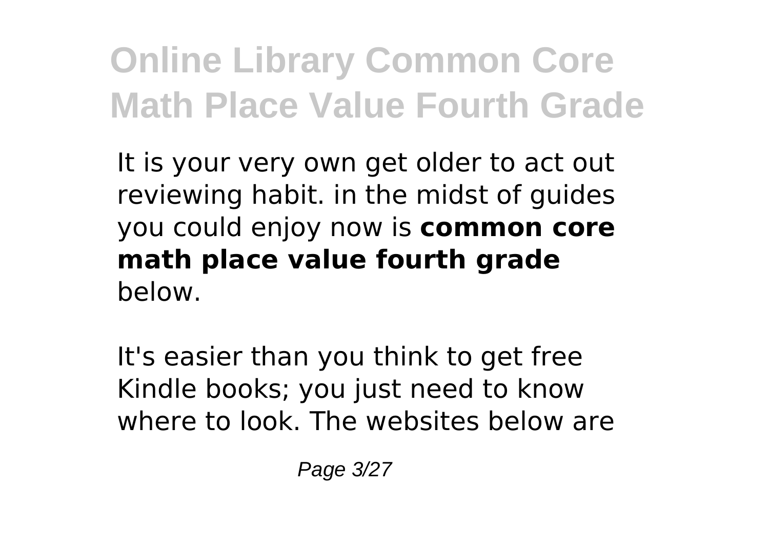It is your very own get older to act out reviewing habit. in the midst of guides you could enjoy now is **common core math place value fourth grade** below.

It's easier than you think to get free Kindle books; you just need to know where to look. The websites below are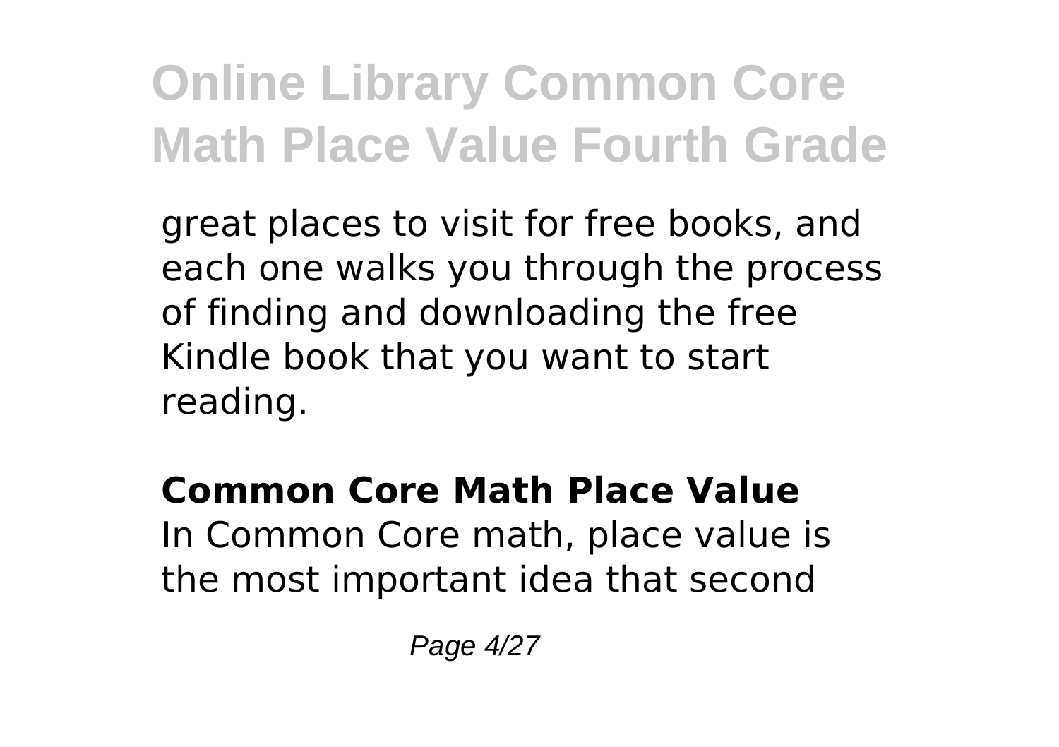great places to visit for free books, and each one walks you through the process of finding and downloading the free Kindle book that you want to start reading.

## Common Core Math Place Value

In Common Core math, place value is the most important idea that second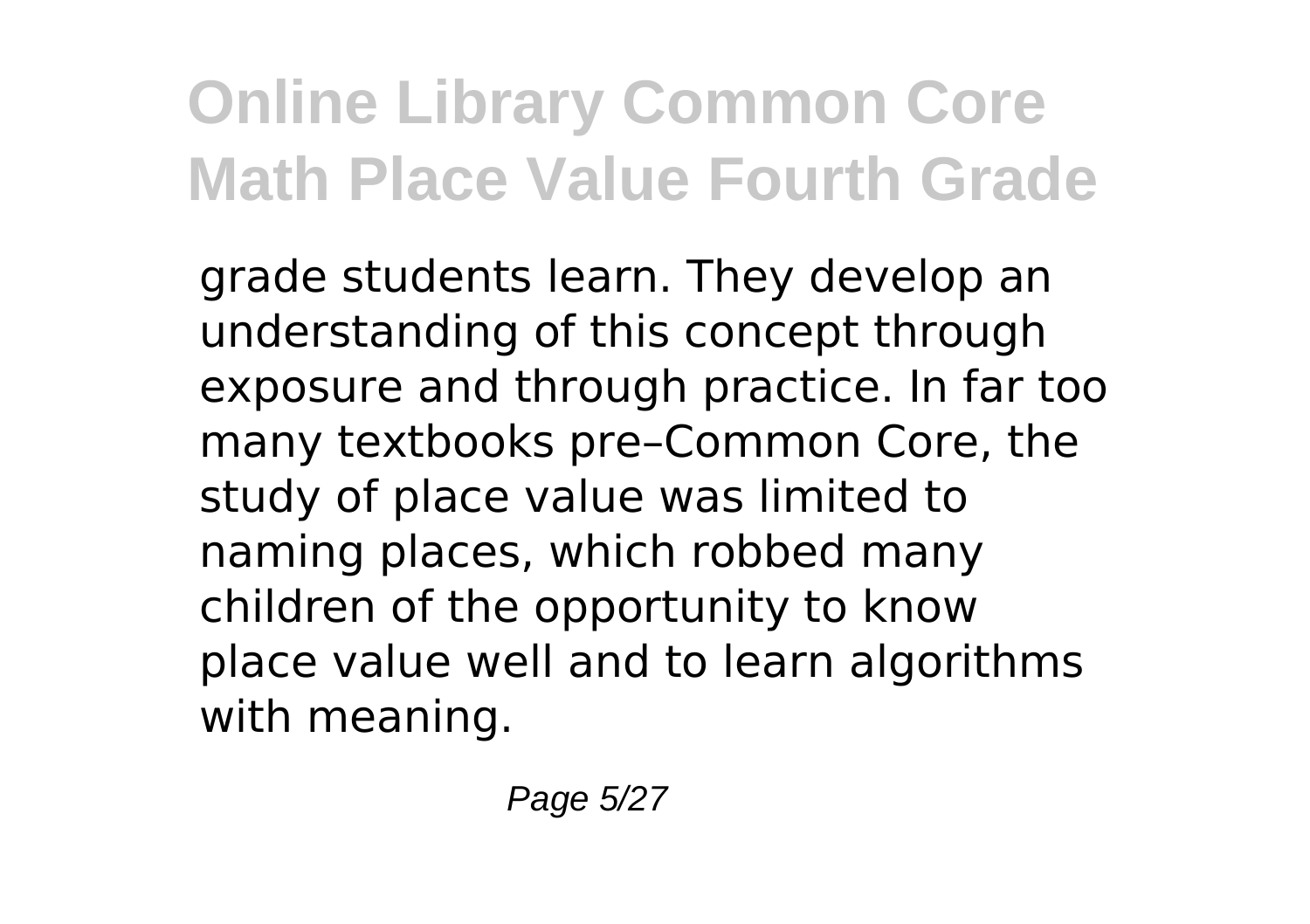grade students learn. They develop an understanding of this concept through exposure and through practice. In far too many textbooks pre–Common Core, the study of place value was limited to naming places, which robbed many children of the opportunity to know place value well and to learn algorithms with meaning.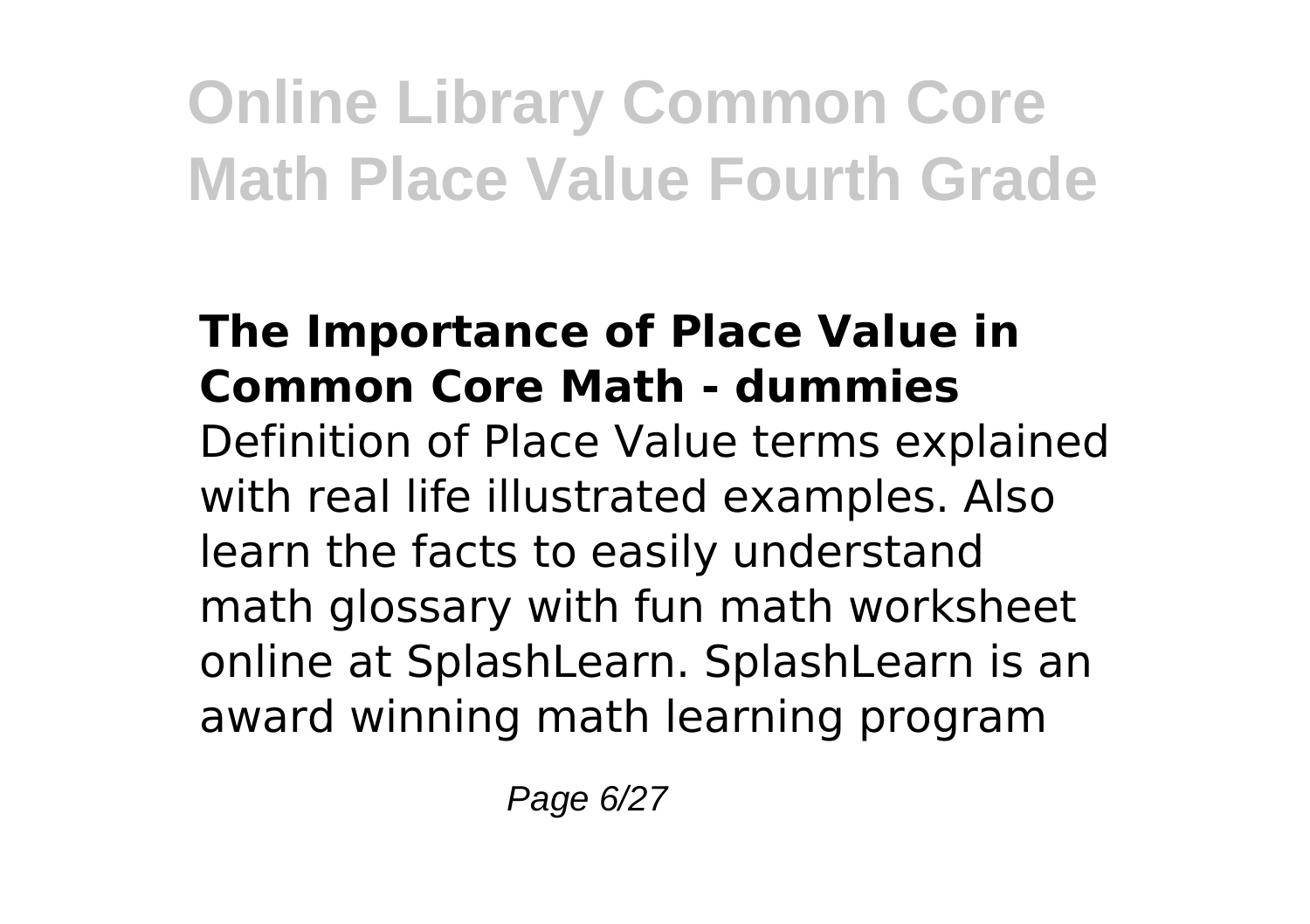### The Importance of Place Value in Common Core Math - dummies

Definition of Place Value terms explained with real life illustrated examples. Also learn the facts to easily understand math glossary with fun math worksheet online at SplashLearn. SplashLearn is an award winning math learning program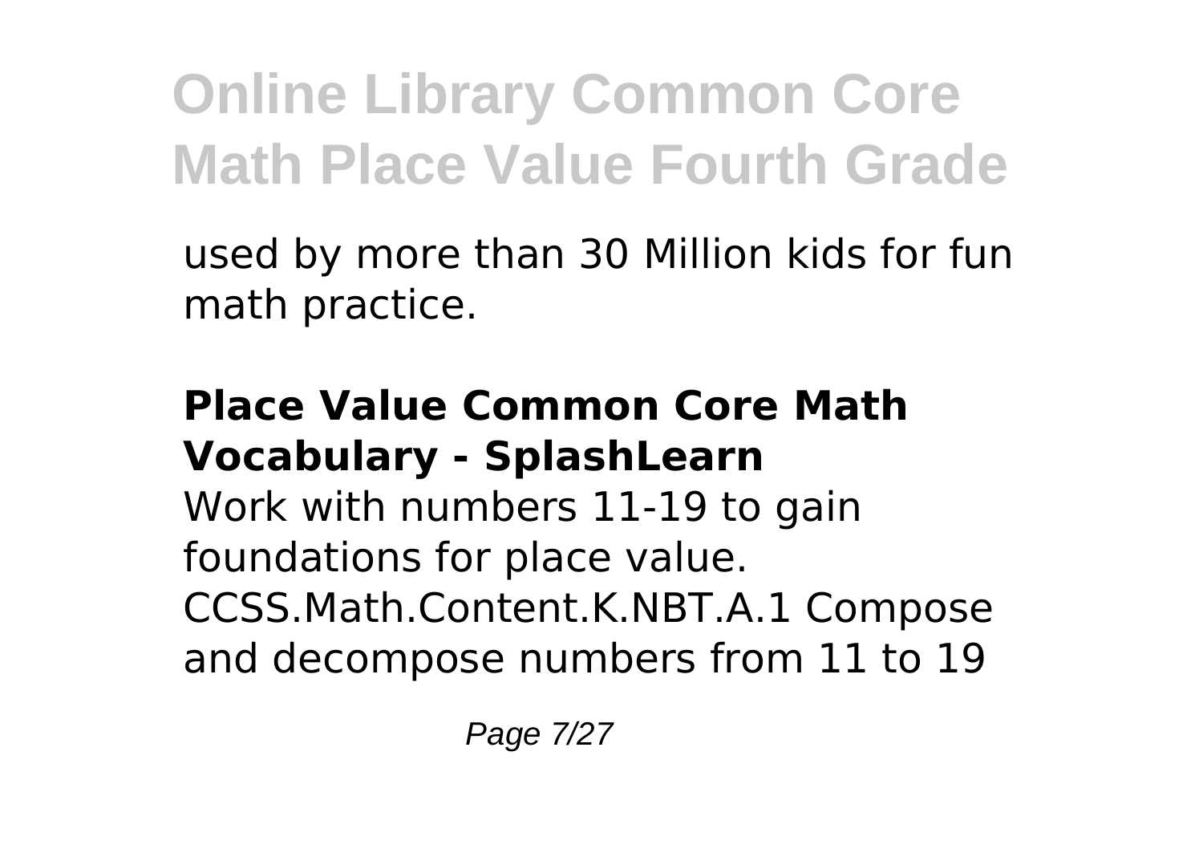used by more than 30 Million kids for fun math practice.

**Place Value Common Core Math Vocabulary - SplashLearn**

Work with numbers 11-19 to gain foundations for place value. CCSS.Math.Content.K.NBT.A.1 Compose and decompose numbers from 11 to 19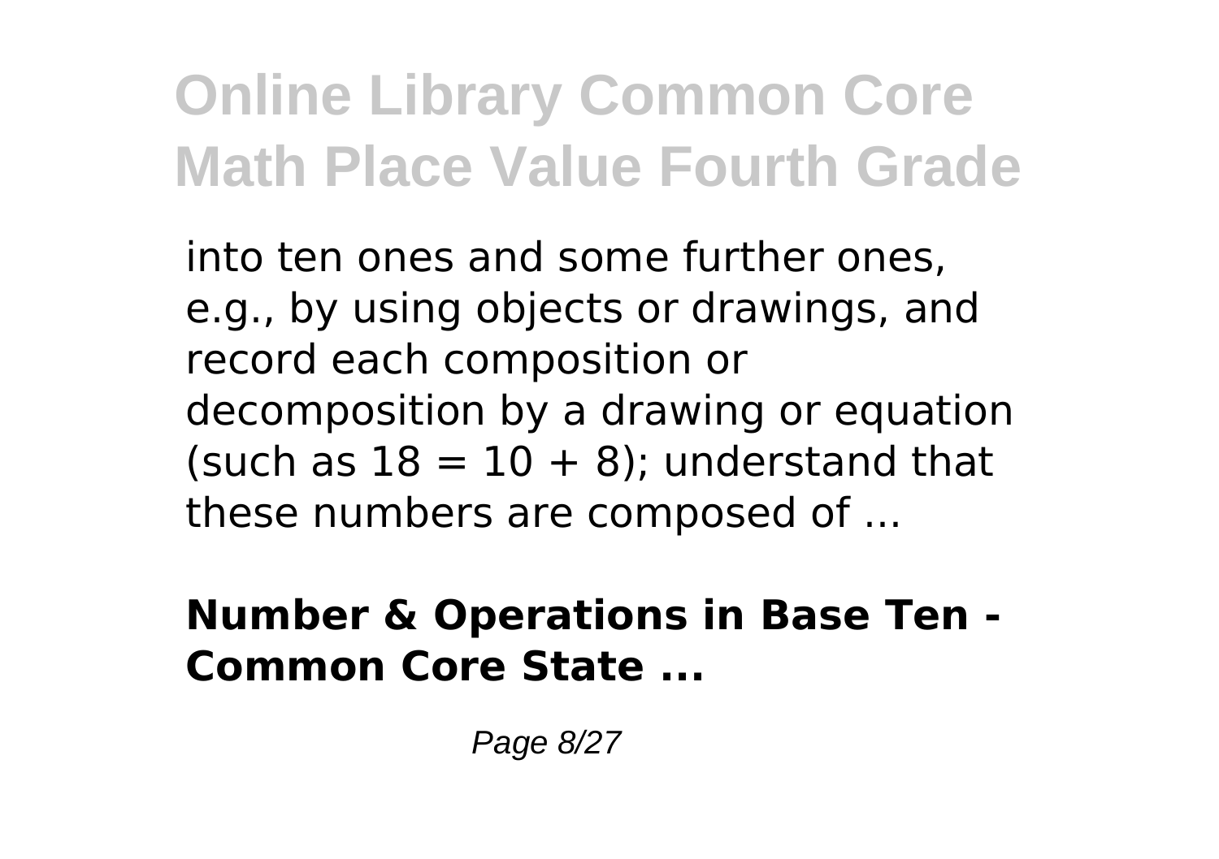into ten ones and some further ones, e.g., by using objects or drawings, and record each composition or decomposition by a drawing or equation (such as $18 = 10 + 8$); understand that these numbers are composed of ...

**Number & Operations in Base Ten - Common Core State ...**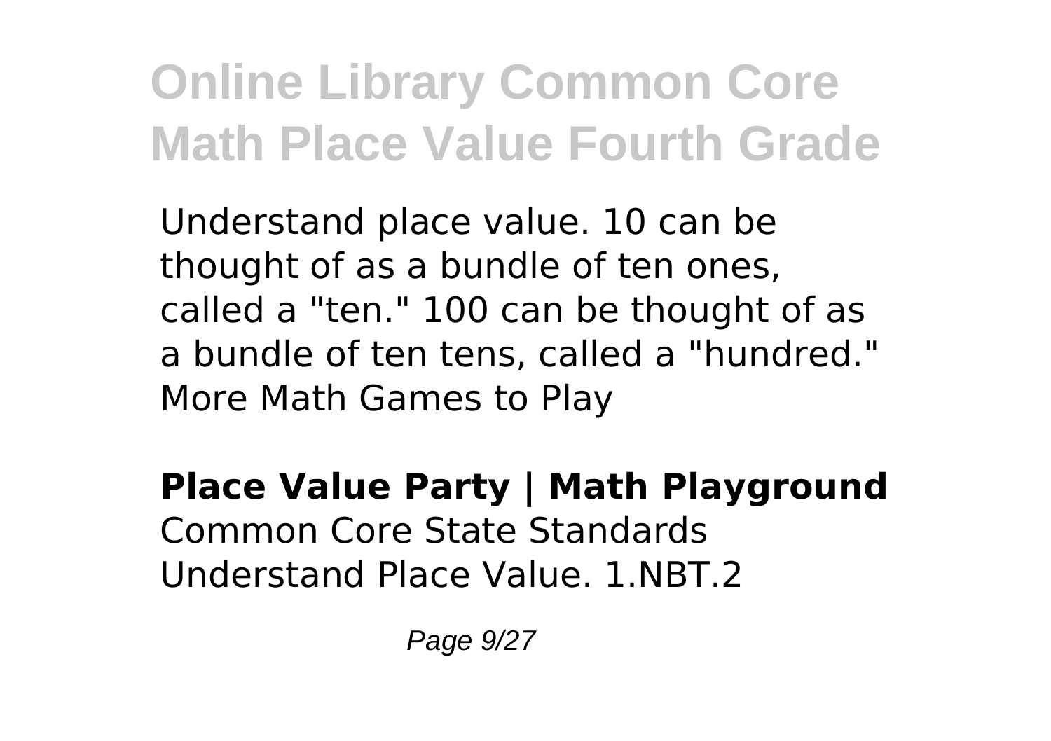Understand place value. 10 can be thought of as a bundle of ten ones, called a "ten." 100 can be thought of as a bundle of ten tens, called a "hundred." More Math Games to Play

**Place Value Party | Math Playground**
Common Core State Standards Understand Place Value. 1.NBT.2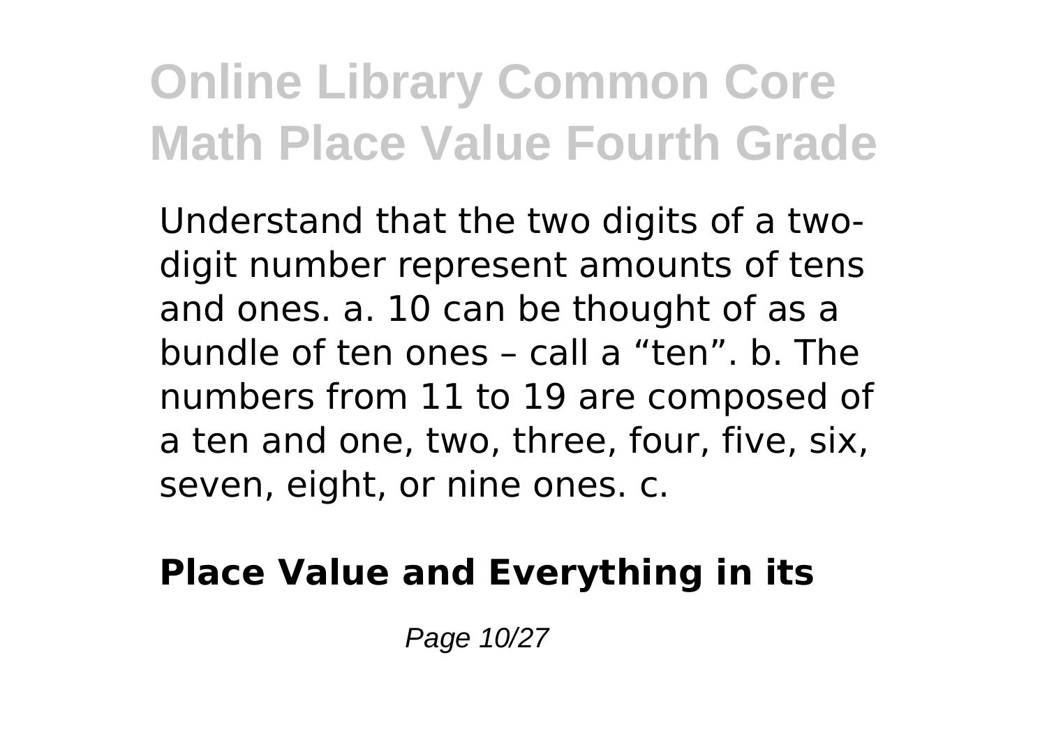Understand that the two digits of a two-digit number represent amounts of tens and ones. a. 10 can be thought of as a bundle of ten ones – call a “ten”. b. The numbers from 11 to 19 are composed of a ten and one, two, three, four, five, six, seven, eight, or nine ones. c.

**Place Value and Everything in its**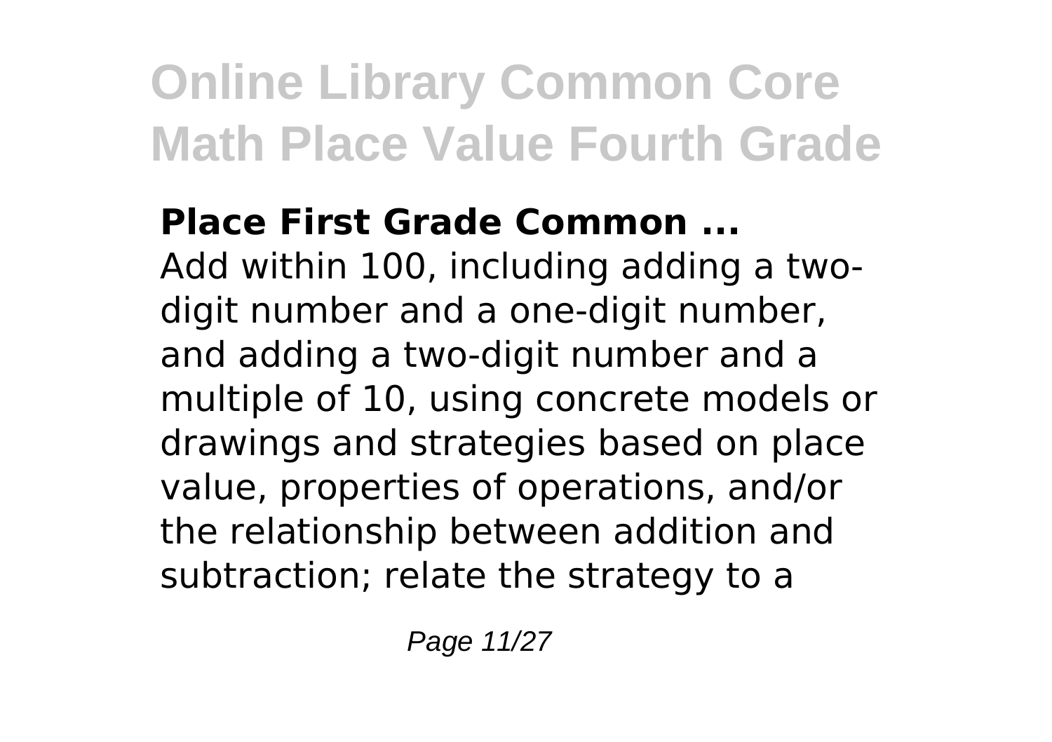**Place First Grade Common ...**

Add within 100, including adding a two-digit number and a one-digit number, and adding a two-digit number and a multiple of 10, using concrete models or drawings and strategies based on place value, properties of operations, and/or the relationship between addition and subtraction; relate the strategy to a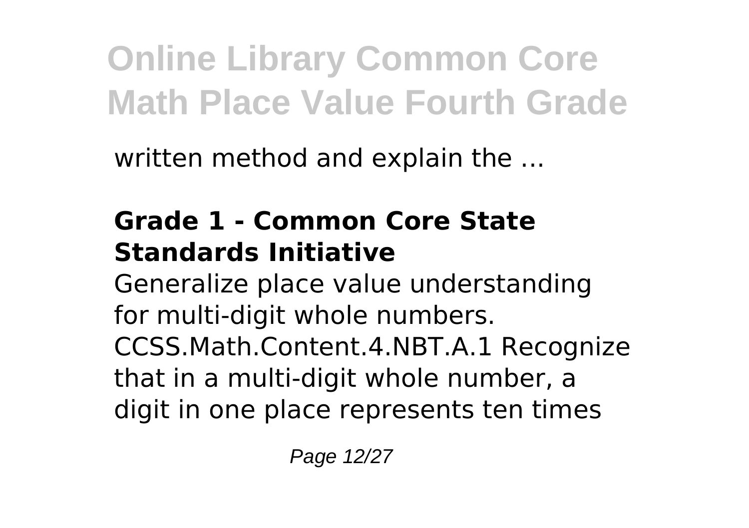written method and explain the ...

### Grade 1 - Common Core State Standards Initiative

Generalize place value understanding for multi-digit whole numbers. CCSS.Math.Content.4.NBT.A.1 Recognize that in a multi-digit whole number, a digit in one place represents ten times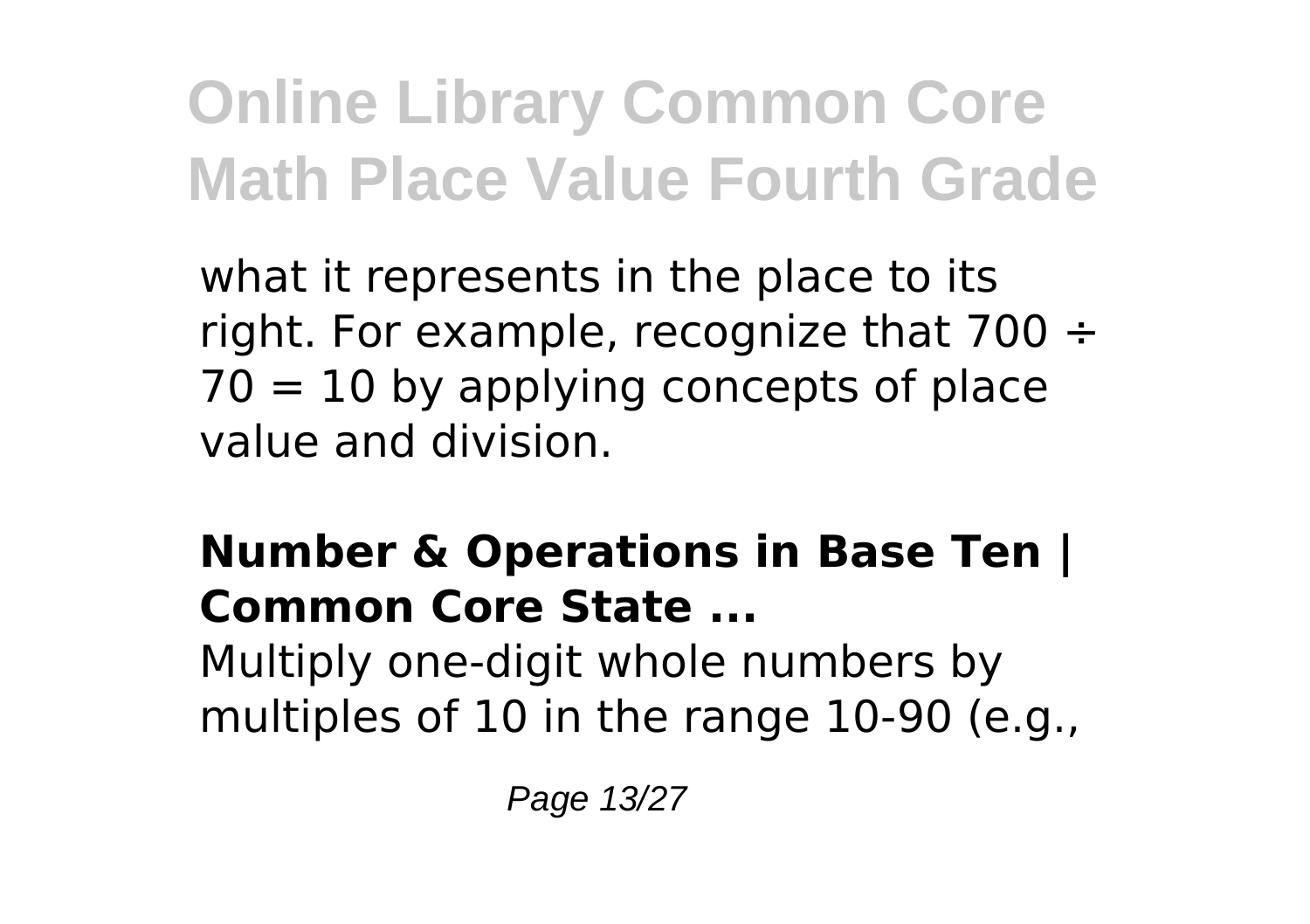what it represents in the place to its right. For example, recognize that $700 \div 70 = 10$ by applying concepts of place value and division.

**Number & Operations in Base Ten | Common Core State ...**

Multiply one-digit whole numbers by multiples of 10 in the range 10-90 (e.g.,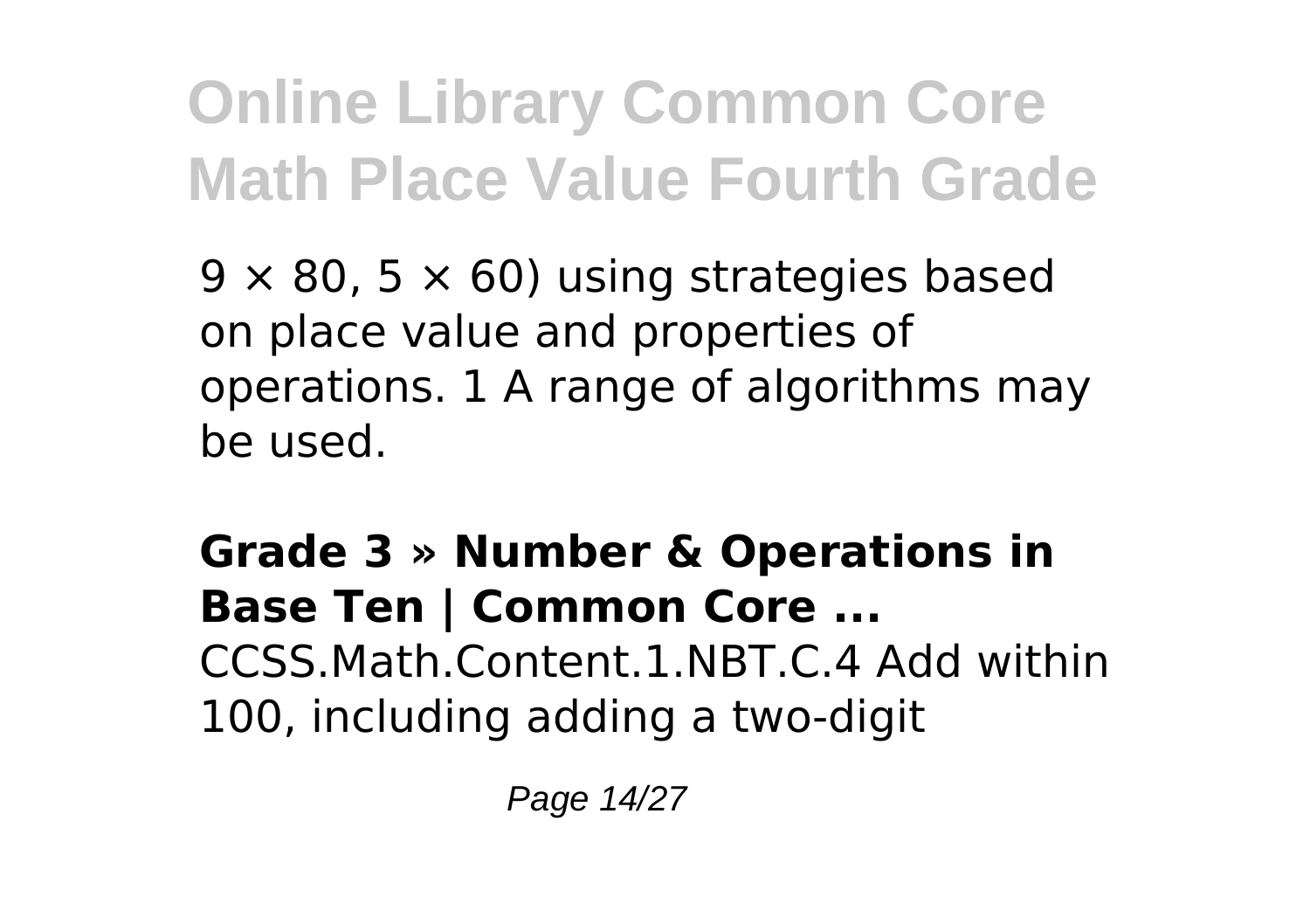$9 \times 80$, $5 \times 60$) using strategies based on place value and properties of operations. 1 A range of algorithms may be used.

**Grade 3 » Number & Operations in Base Ten | Common Core ...**
CCSS.Math.Content.1.NBT.C.4 Add within 100, including adding a two-digit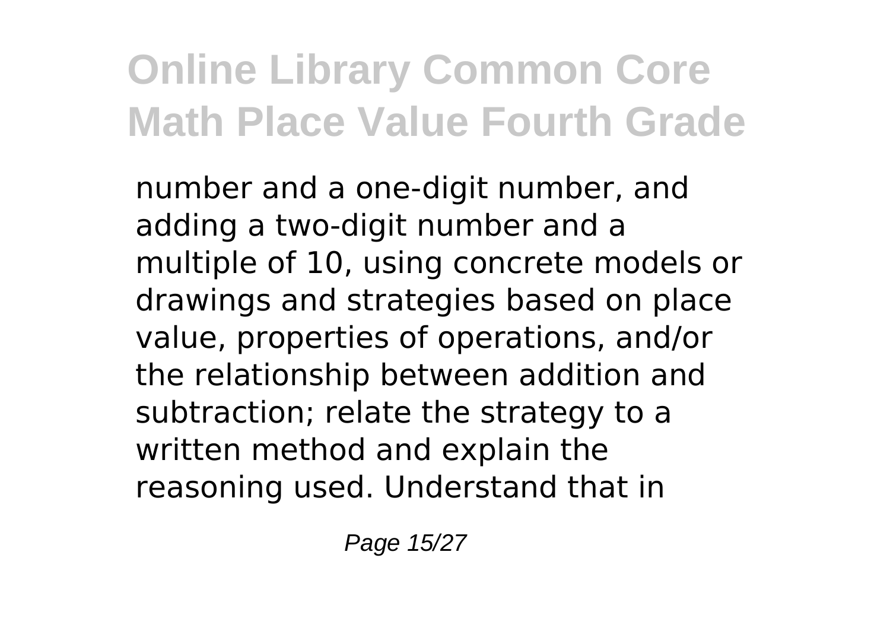number and a one-digit number, and adding a two-digit number and a multiple of 10, using concrete models or drawings and strategies based on place value, properties of operations, and/or the relationship between addition and subtraction; relate the strategy to a written method and explain the reasoning used. Understand that in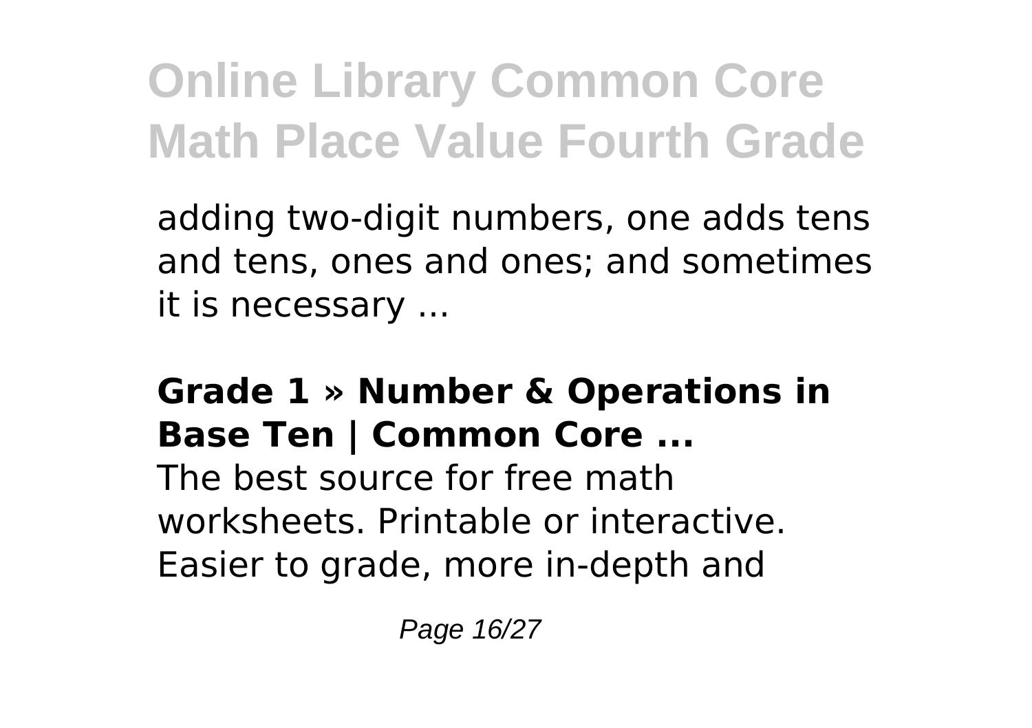adding two-digit numbers, one adds tens and tens, ones and ones; and sometimes it is necessary ...

### Grade 1 » Number & Operations in Base Ten | Common Core ...

The best source for free math worksheets. Printable or interactive. Easier to grade, more in-depth and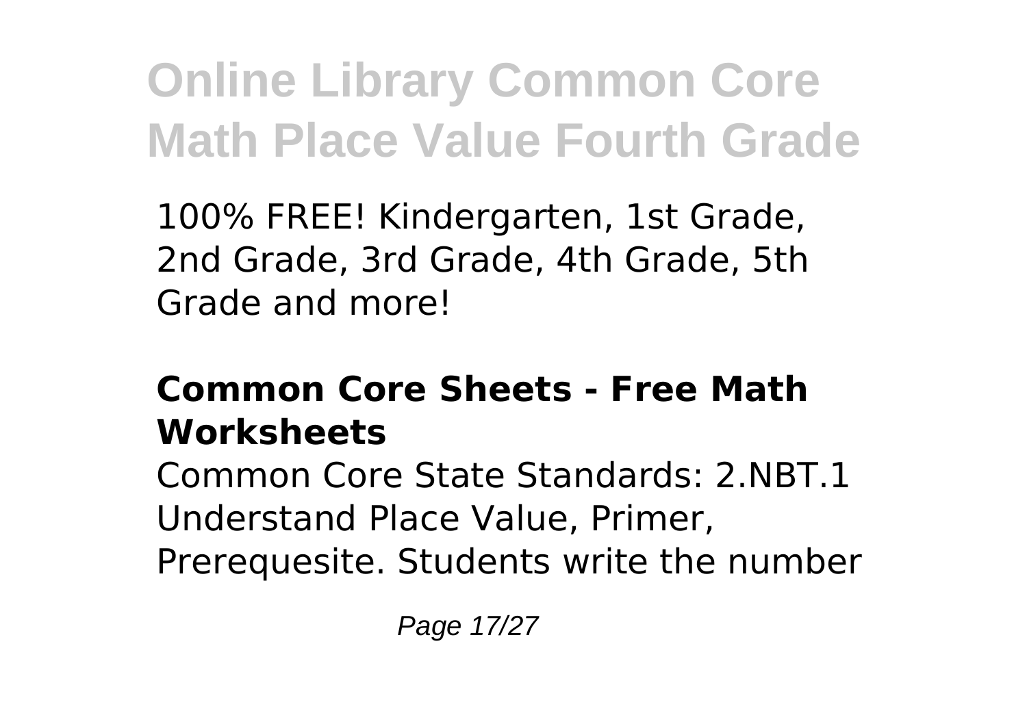100% FREE! Kindergarten, 1st Grade, 2nd Grade, 3rd Grade, 4th Grade, 5th Grade and more!

## Common Core Sheets - Free Math Worksheets

Common Core State Standards: 2.NBT.1 Understand Place Value, Primer, Prerequesite. Students write the number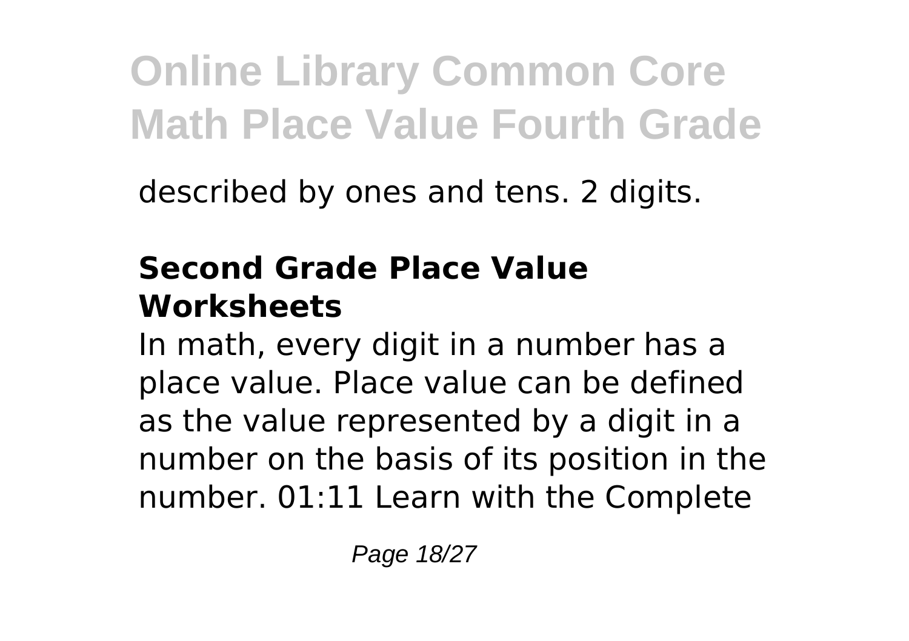described by ones and tens. 2 digits.

## Second Grade Place Value Worksheets

In math, every digit in a number has a place value. Place value can be defined as the value represented by a digit in a number on the basis of its position in the number. 01:11 Learn with the Complete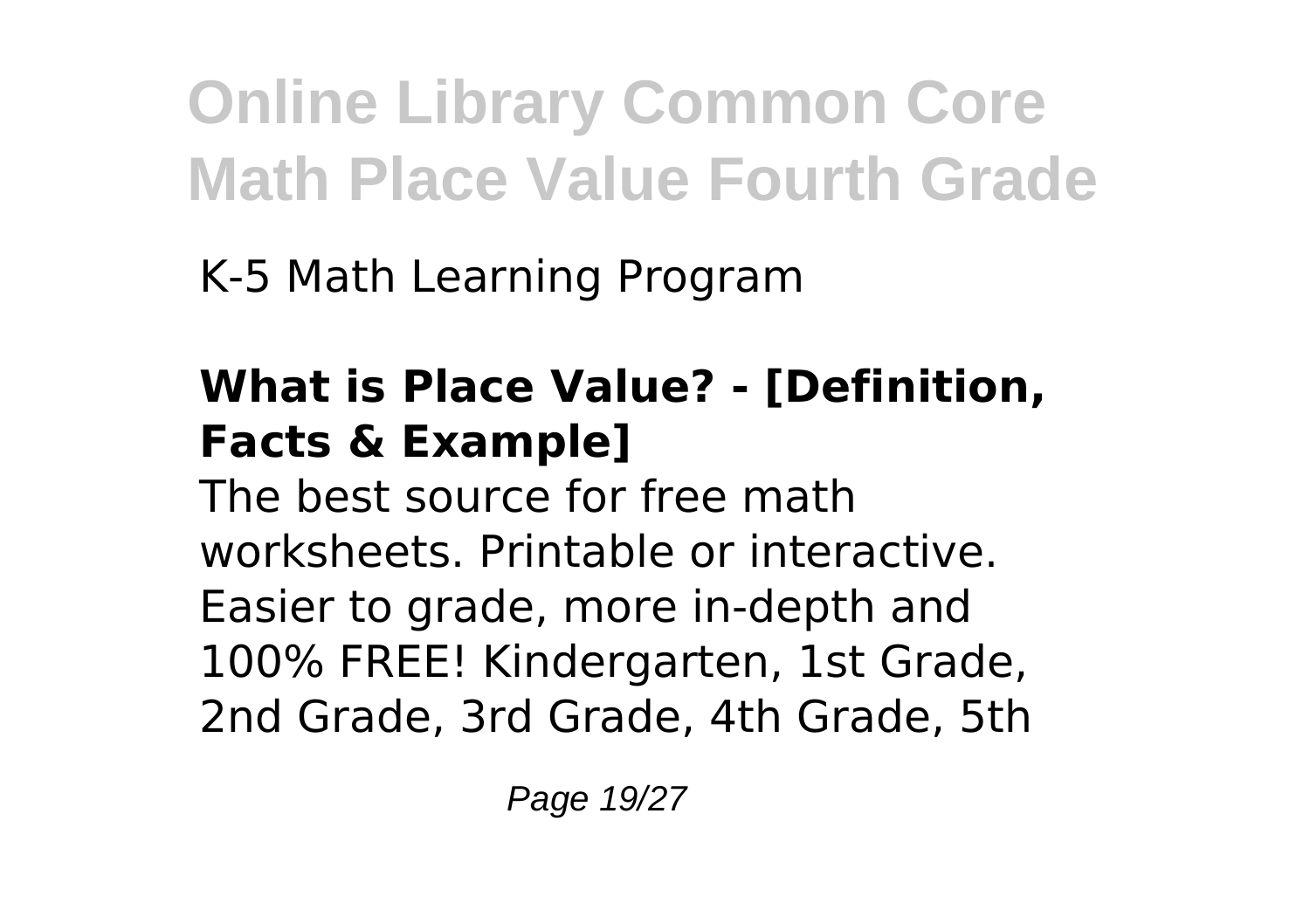K-5 Math Learning Program

**What is Place Value? - [Definition, Facts & Example]**

The best source for free math worksheets. Printable or interactive. Easier to grade, more in-depth and 100% FREE! Kindergarten, 1st Grade, 2nd Grade, 3rd Grade, 4th Grade, 5th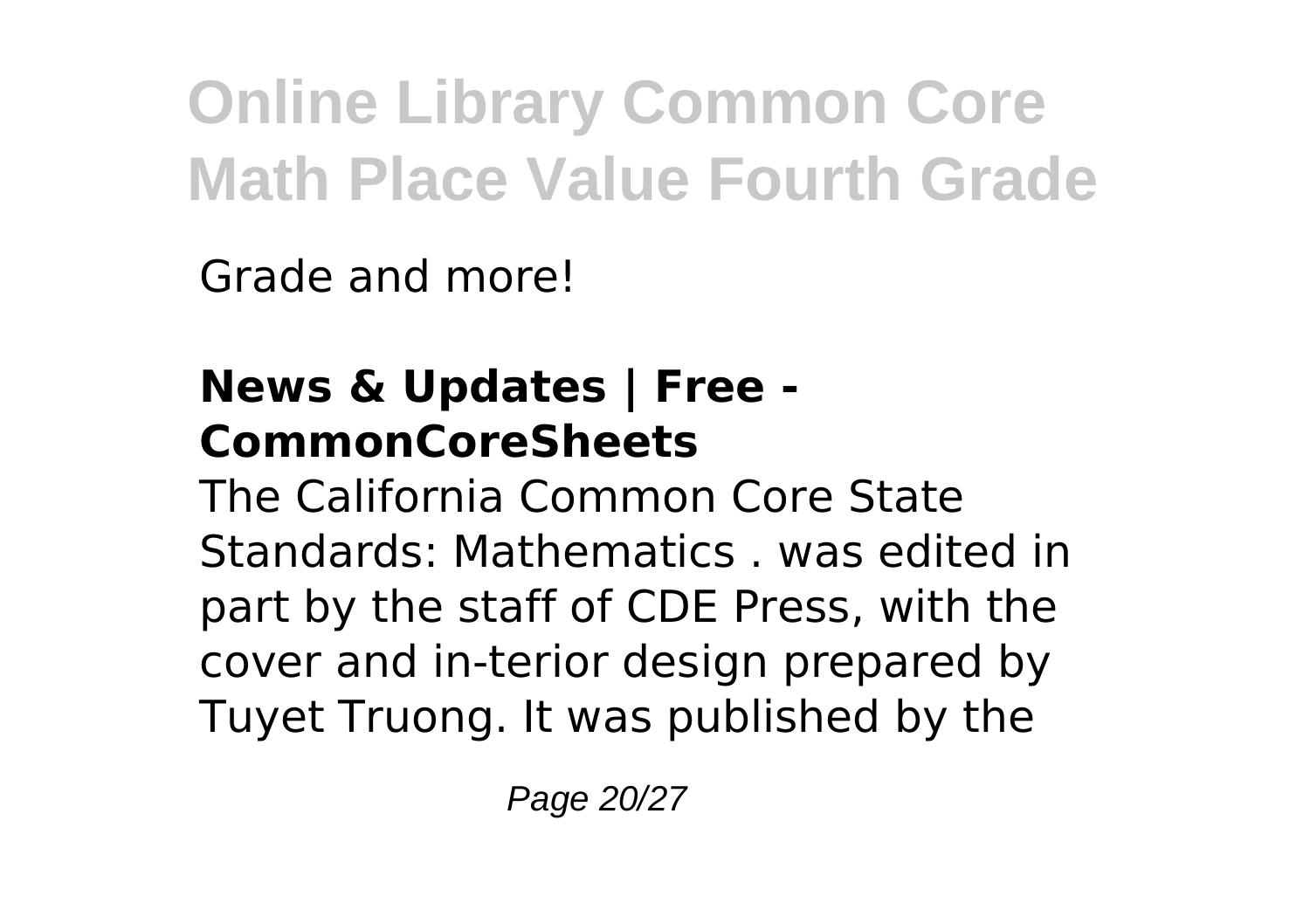Grade and more!

### News & Updates | Free - CommonCoreSheets

The California Common Core State Standards: Mathematics . was edited in part by the staff of CDE Press, with the cover and in-terior design prepared by Tuyet Truong. It was published by the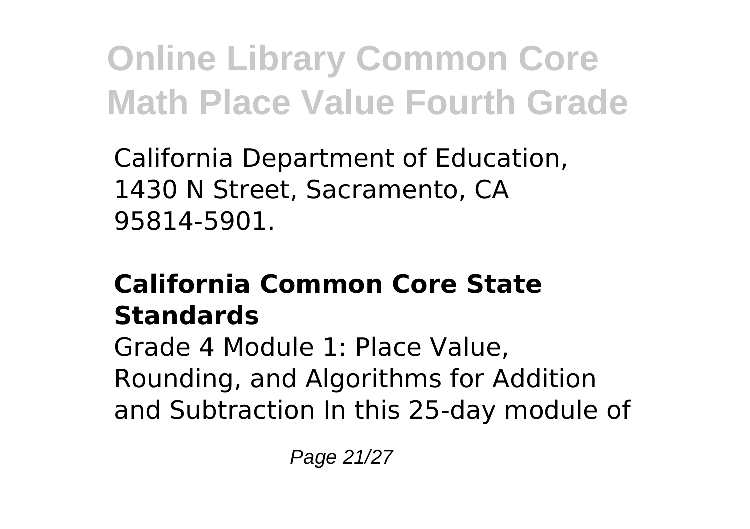California Department of Education, 1430 N Street, Sacramento, CA 95814-5901.

## California Common Core State Standards

Grade 4 Module 1: Place Value, Rounding, and Algorithms for Addition and Subtraction In this 25-day module of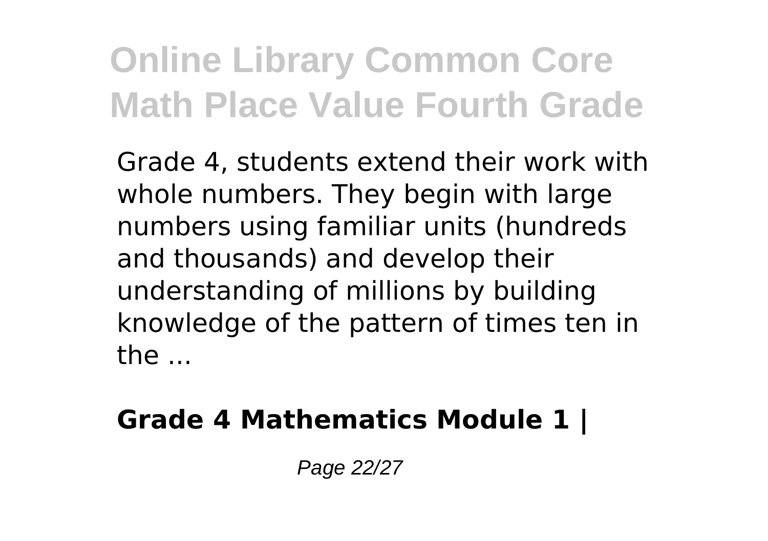Grade 4, students extend their work with whole numbers. They begin with large numbers using familiar units (hundreds and thousands) and develop their understanding of millions by building knowledge of the pattern of times ten in the ...

**Grade 4 Mathematics Module 1 |**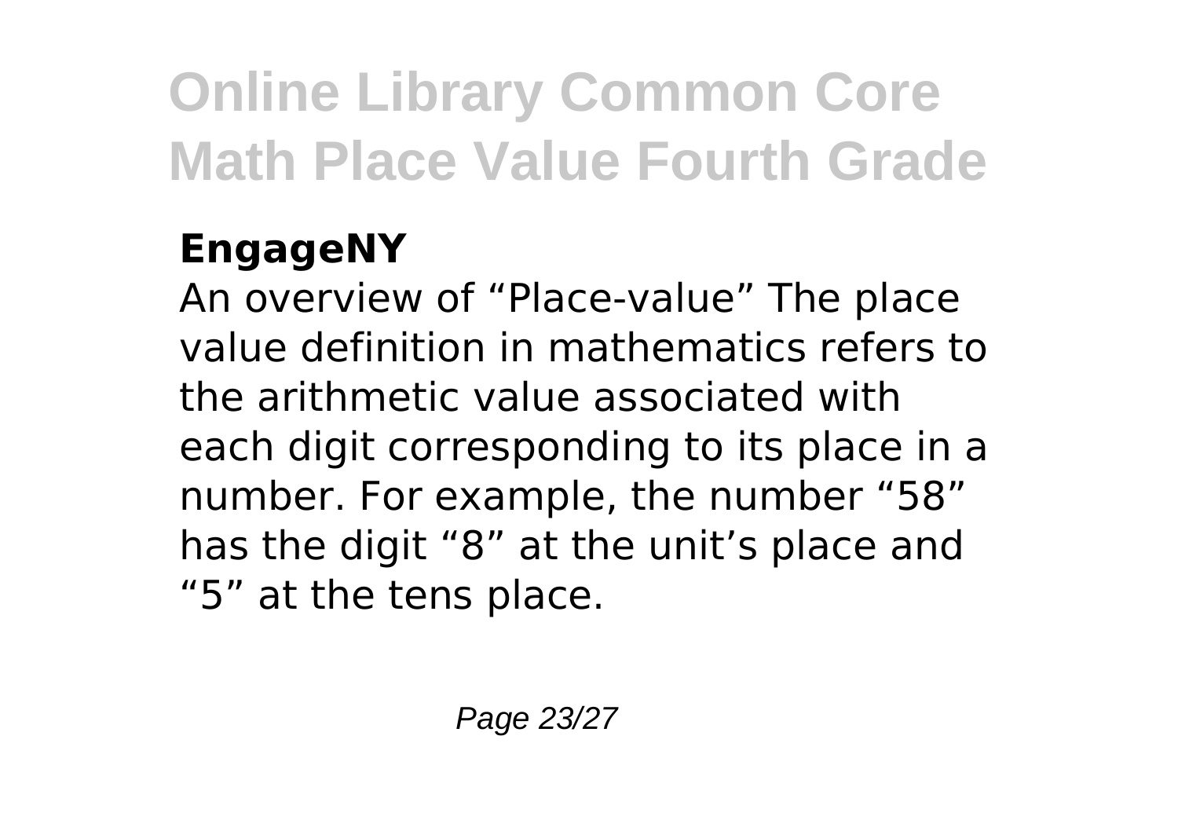**EngageNY**

An overview of “Place-value” The place value definition in mathematics refers to the arithmetic value associated with each digit corresponding to its place in a number. For example, the number “58” has the digit “8” at the unit’s place and “5” at the tens place.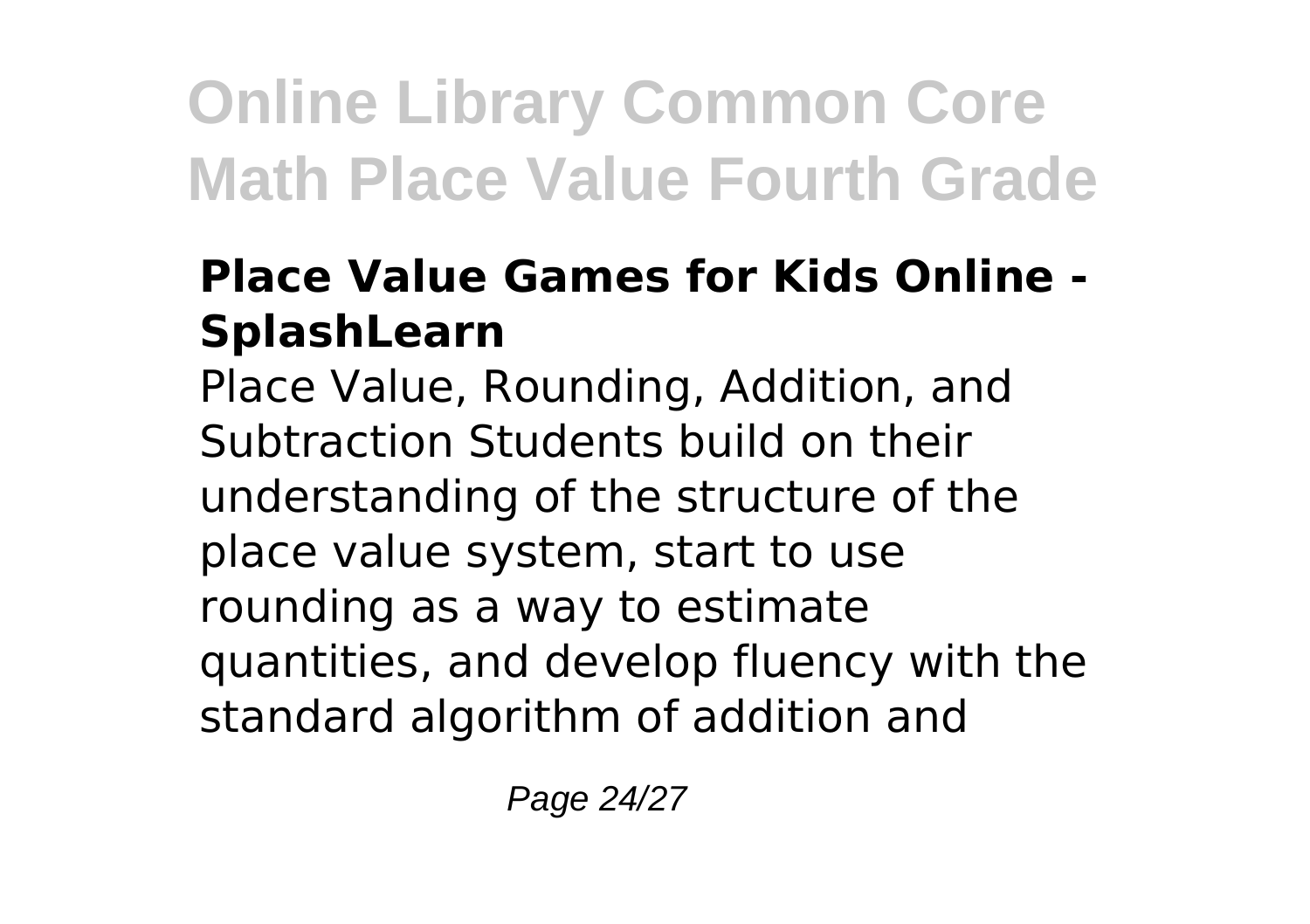### Place Value Games for Kids Online - SplashLearn

Place Value, Rounding, Addition, and Subtraction Students build on their understanding of the structure of the place value system, start to use rounding as a way to estimate quantities, and develop fluency with the standard algorithm of addition and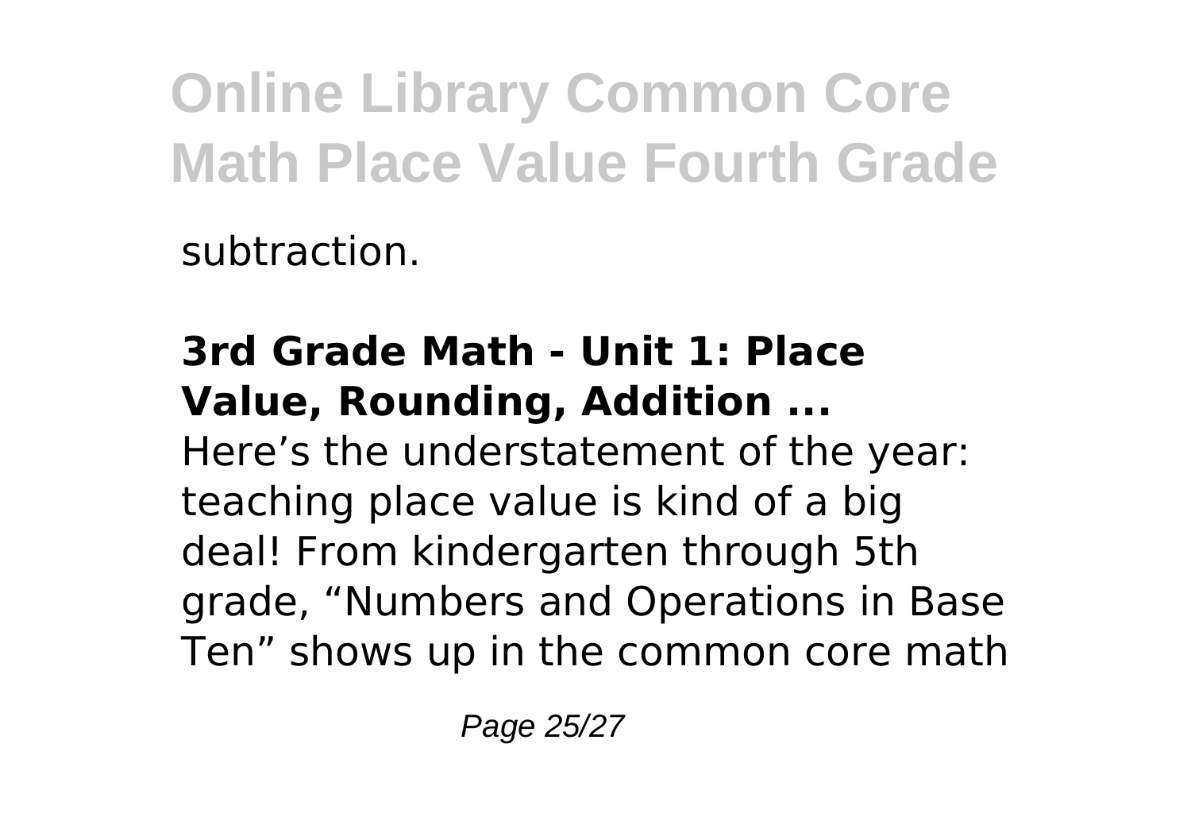subtraction.

**3rd Grade Math - Unit 1: Place Value, Rounding, Addition ...**

Here's the understatement of the year: teaching place value is kind of a big deal! From kindergarten through 5th grade, "Numbers and Operations in Base Ten" shows up in the common core math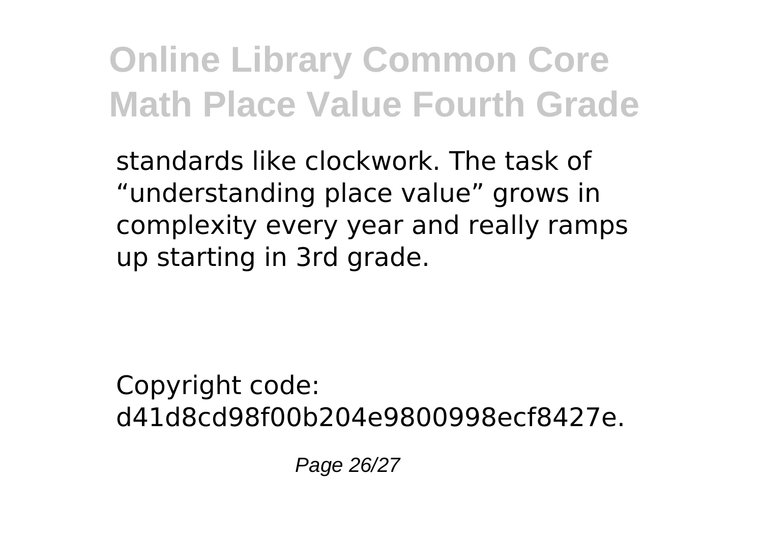standards like clockwork. The task of "understanding place value" grows in complexity every year and really ramps up starting in 3rd grade.

Copyright code: d41d8cd98f00b204e9800998ecf8427e.